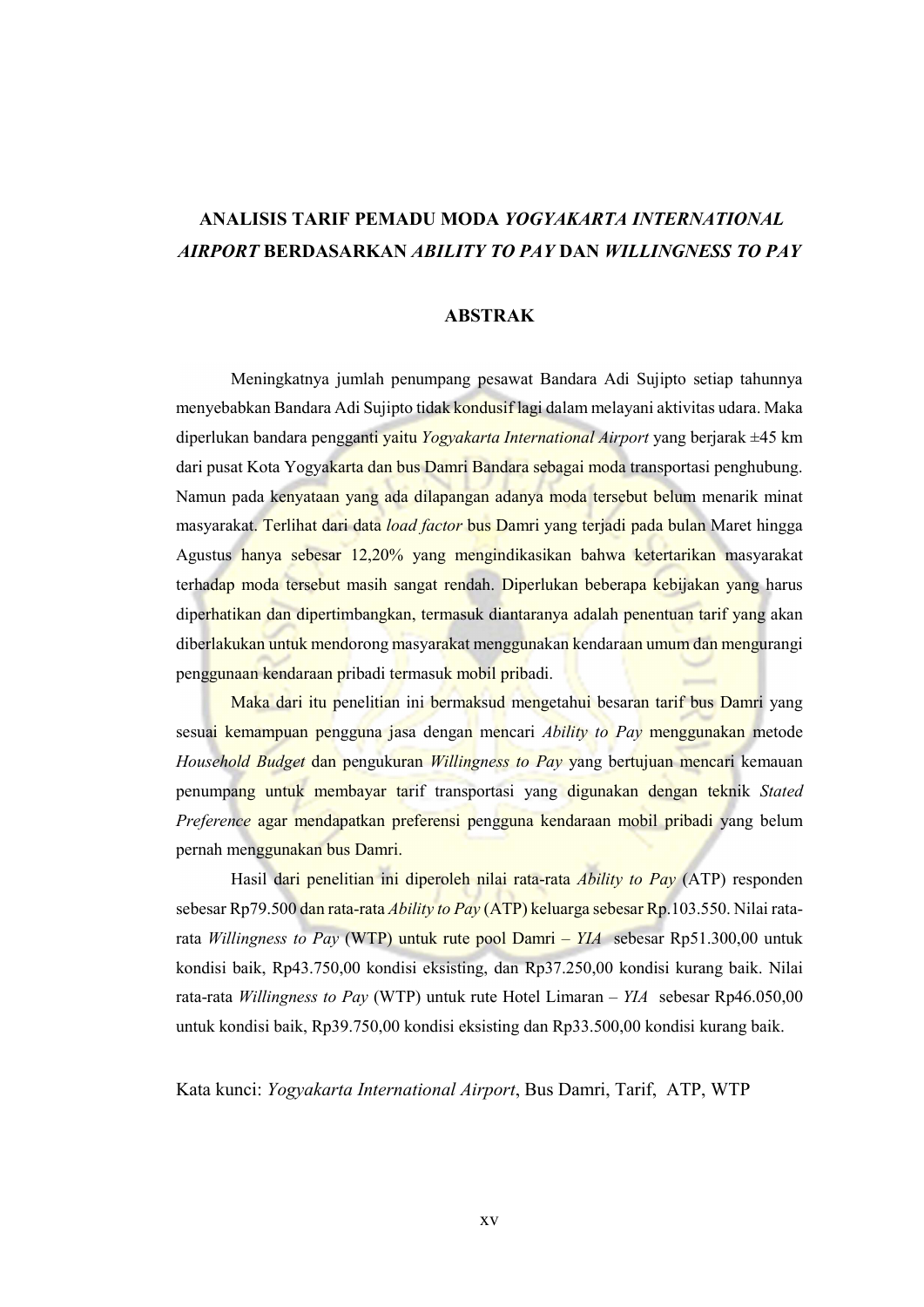# ANALISIS TARIF PEMADU MODA *YOGYAKARTA INTERNATIONAL AIRPORT* BERDASARKAN *ABILITY TO PAY* DAN *WILLINGNESS TO PAY*

## ABSTRAK

Meningkatnya jumlah penumpang pesawat Bandara Adi Sujipto setiap tahunnya menyebabkan Bandara Adi Sujipto tidak kondusif lagi dalam melayani aktivitas udara. Maka diperlukan bandara pengganti yaitu *Yogyakarta International Airport* yang berjarak ±45 km dari pusat Kota Yogyakarta dan bus Damri Bandara sebagai moda transportasi penghubung. Namun pada kenyataan yang ada dilapangan adanya moda tersebut belum menarik minat masyarakat. Terlihat dari data *load factor* bus Damri yang terjadi pada bulan Maret hingga Agustus hanya sebesar 12,20% yang mengindikasikan bahwa ketertarikan masyarakat terhadap moda tersebut masih sangat rendah. Diperlukan beberapa kebijakan yang harus diperhatikan dan dipertimbangkan, termasuk diantaranya adalah penentuan tarif yang akan diberlakukan untuk mendorong masyarakat menggunakan kendaraan umum dan mengurangi penggunaan kendaraan pribadi termasuk mobil pribadi.

Maka dari itu penelitian ini bermaksud mengetahui besaran tarif bus Damri yang sesuai kemampuan pengguna jasa dengan mencari *Ability to Pay* menggunakan metode *Household Budget* dan pengukuran *Willingness to Pay* yang bertujuan mencari kemauan penumpang untuk membayar tarif transportasi yang digunakan dengan teknik *Stated Preference* agar mendapatkan preferensi pengguna kendaraan mobil pribadi yang belum pernah menggunakan bus Damri.

Hasil dari penelitian ini diperoleh nilai rata-rata *Ability to Pay* (ATP) responden sebesar Rp79.500 dan rata-rata *Ability to Pay* (ATP) keluarga sebesar Rp.103.550. Nilai rata-rata *Willingness to Pay* (WTP) untuk rute pool Damri – *YIA* sebesar Rp51.300,00 untuk kondisi baik, Rp43.750,00 kondisi eksisting, dan Rp37.250,00 kondisi kurang baik. Nilai rata-rata *Willingness to Pay* (WTP) untuk rute Hotel Limaran – *YIA* sebesar Rp46.050,00 untuk kondisi baik, Rp39.750,00 kondisi eksisting dan Rp33.500,00 kondisi kurang baik.

Kata kunci: *Yogyakarta International Airport*, Bus Damri, Tarif, ATP, WTP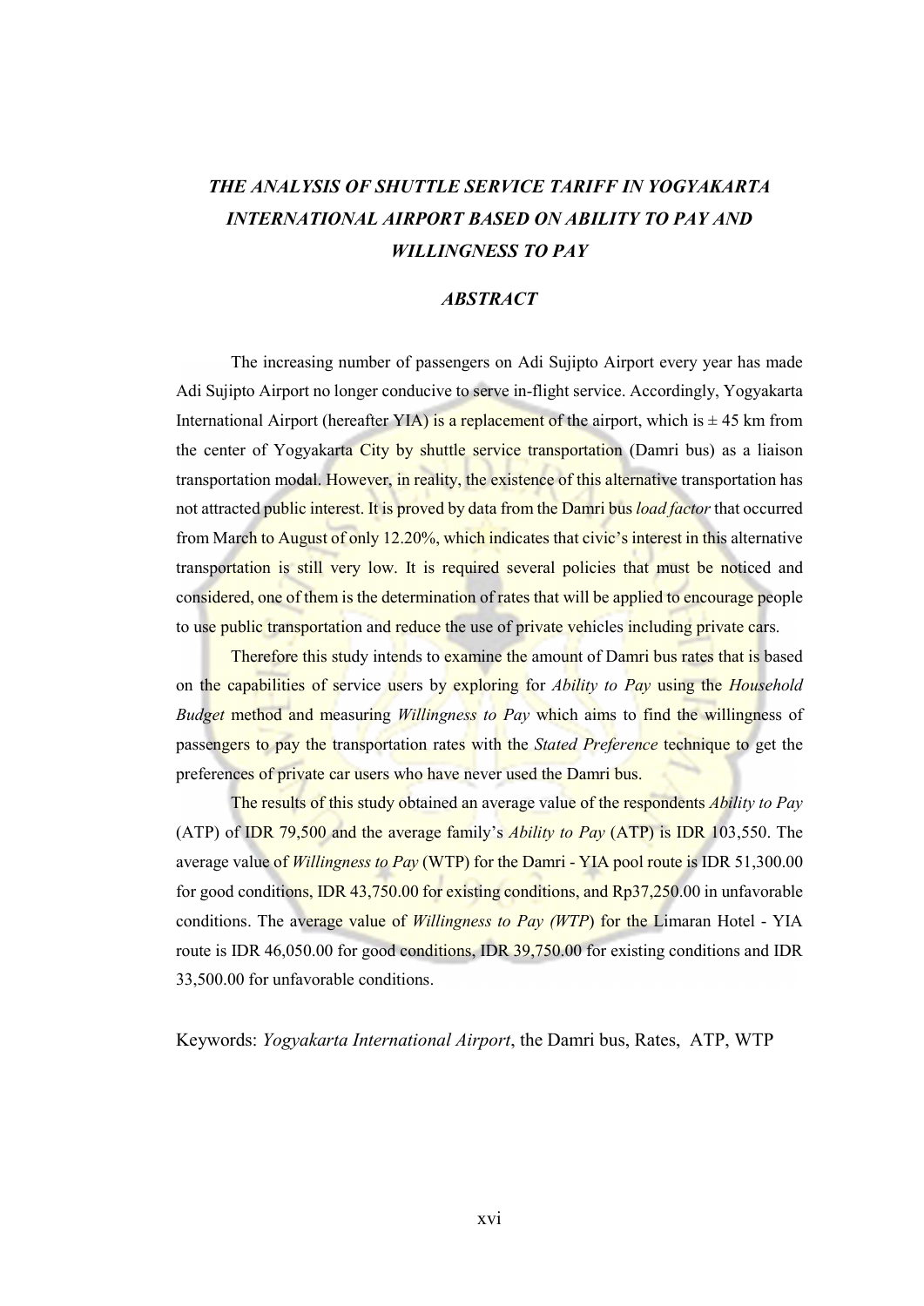# *THE ANALYSIS OF SHUTTLE SERVICE TARIFF IN YOGYAKARTA INTERNATIONAL AIRPORT BASED ON ABILITY TO PAY AND WILLINGNESS TO PAY*

## *ABSTRACT*

The increasing number of passengers on Adi Sujipto Airport every year has made Adi Sujipto Airport no longer conducive to serve in-flight service. Accordingly, Yogyakarta International Airport (hereafter YIA) is a replacement of the airport, which is ± 45 km from the center of Yogyakarta City by shuttle service transportation (Damri bus) as a liaison transportation modal. However, in reality, the existence of this alternative transportation has not attracted public interest. It is proved by data from the Damri bus *load factor* that occurred from March to August of only 12.20%, which indicates that civic's interest in this alternative transportation is still very low. It is required several policies that must be noticed and considered, one of them is the determination of rates that will be applied to encourage people to use public transportation and reduce the use of private vehicles including private cars.

Therefore this study intends to examine the amount of Damri bus rates that is based on the capabilities of service users by exploring for *Ability to Pay* using the *Household Budget* method and measuring *Willingness to Pay* which aims to find the willingness of passengers to pay the transportation rates with the *Stated Preference* technique to get the preferences of private car users who have never used the Damri bus.

The results of this study obtained an average value of the respondents *Ability to Pay* (ATP) of IDR 79,500 and the average family's *Ability to Pay* (ATP) is IDR 103,550. The average value of *Willingness to Pay* (WTP) for the Damri - YIA pool route is IDR 51,300.00 for good conditions, IDR 43,750.00 for existing conditions, and Rp37,250.00 in unfavorable conditions. The average value of *Willingness to Pay (WTP)* for the Limaran Hotel - YIA route is IDR 46,050.00 for good conditions, IDR 39,750.00 for existing conditions and IDR 33,500.00 for unfavorable conditions.

Keywords: *Yogyakarta International Airport*, the Damri bus, Rates, ATP, WTP